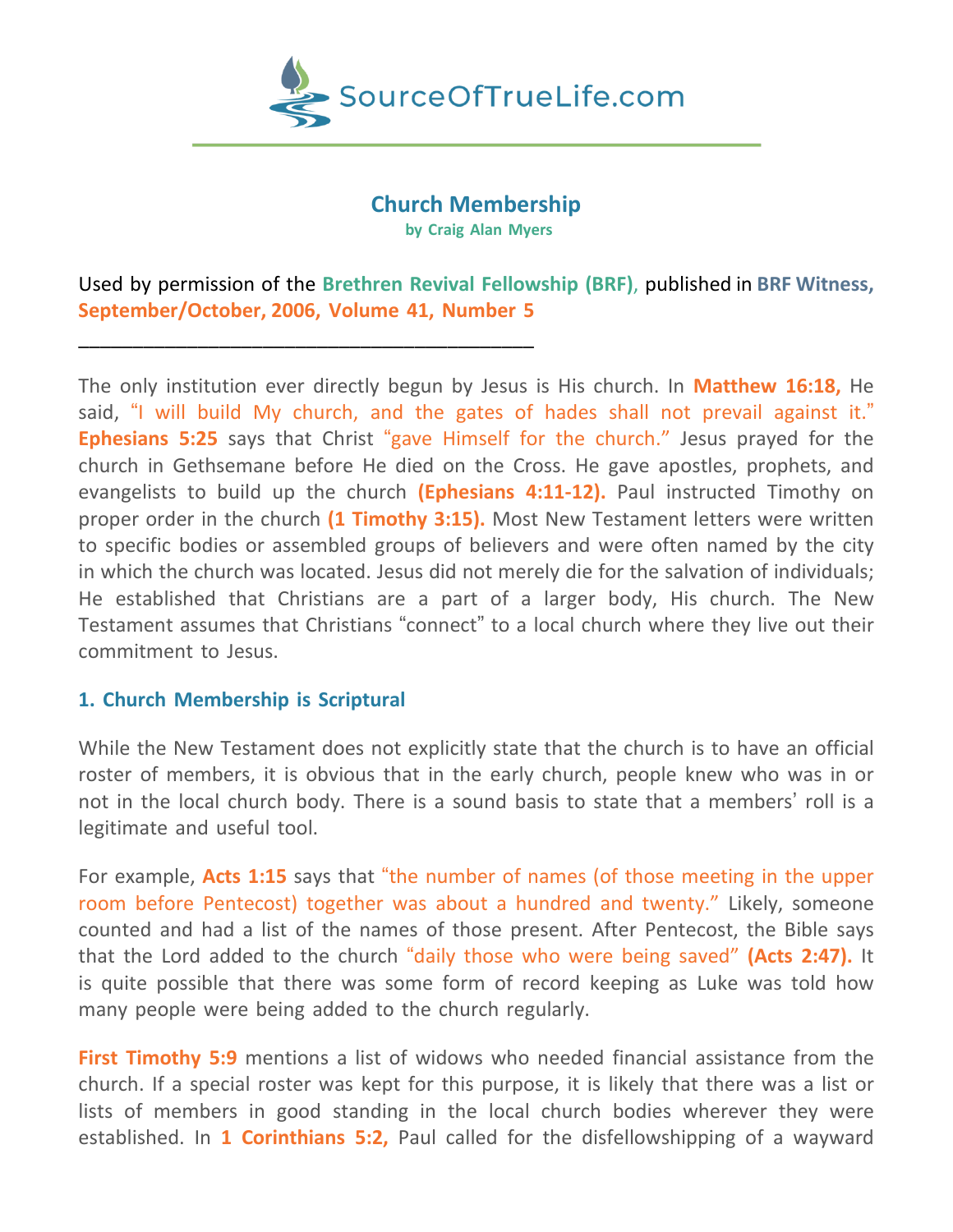SourceOfTrueLife.com

# Church Membership

**by Craig Alan Myers**

Used by permission of the **Brethren Revival Fellowship (BRF)**, published in **BRF Witness, September/October, 2006, Volume 41, Number 5**

\_\_\_\_\_\_\_\_\_\_\_\_\_\_\_\_\_\_\_\_\_\_\_\_\_\_\_\_\_\_\_\_\_\_\_\_\_\_\_\_\_\_\_\_

The only institution ever directly begun by Jesus is His church. In **Matthew 16:18,** He said, "I will build My church, and the gates of hades shall not prevail against it." **Ephesians 5:25** says that Christ "gave Himself for the church." Jesus prayed for the church in Gethsemane before He died on the Cross. He gave apostles, prophets, and evangelists to build up the church **(Ephesians 4:11-12).** Paul instructed Timothy on proper order in the church **(1 Timothy 3:15).** Most New Testament letters were written to specific bodies or assembled groups of believers and were often named by the city in which the church was located. Jesus did not merely die for the salvation of individuals; He established that Christians are a part of a larger body, His church. The New Testament assumes that Christians "connect" to a local church where they live out their commitment to Jesus.

## 1. Church Membership is Scriptural

While the New Testament does not explicitly state that the church is to have an official roster of members, it is obvious that in the early church, people knew who was in or not in the local church body. There is a sound basis to state that a members' roll is a legitimate and useful tool.

For example, **Acts 1:15** says that "the number of names (of those meeting in the upper room before Pentecost) together was about a hundred and twenty." Likely, someone counted and had a list of the names of those present. After Pentecost, the Bible says that the Lord added to the church "daily those who were being saved" **(Acts 2:47).** It is quite possible that there was some form of record keeping as Luke was told how many people were being added to the church regularly.

**First Timothy 5:9** mentions a list of widows who needed financial assistance from the church. If a special roster was kept for this purpose, it is likely that there was a list or lists of members in good standing in the local church bodies wherever they were established. In **1 Corinthians 5:2,** Paul called for the disfellowshipping of a wayward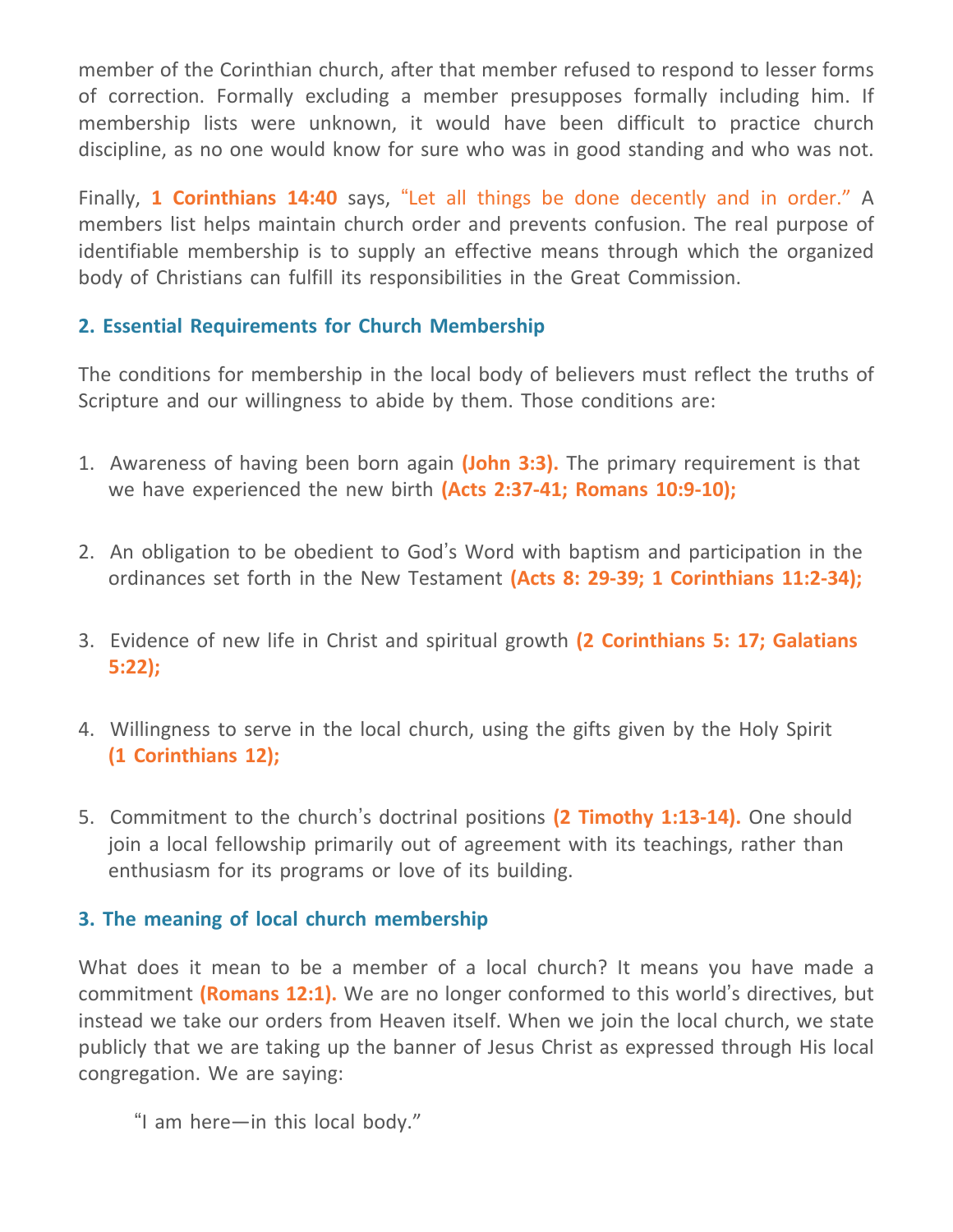member of the Corinthian church, after that member refused to respond to lesser forms of correction. Formally excluding a member presupposes formally including him. If membership lists were unknown, it would have been difficult to practice church discipline, as no one would know for sure who was in good standing and who was not.

Finally, **1 Corinthians 14:40** says, "Let all things be done decently and in order." A members list helps maintain church order and prevents confusion. The real purpose of identifiable membership is to supply an effective means through which the organized body of Christians can fulfill its responsibilities in the Great Commission.

### 2. Essential Requirements for Church Membership

The conditions for membership in the local body of believers must reflect the truths of Scripture and our willingness to abide by them. Those conditions are:

1. Awareness of having been born again **(John 3:3).** The primary requirement is that we have experienced the new birth **(Acts 2:37-41; Romans 10:9-10);**

2. An obligation to be obedient to God's Word with baptism and participation in the ordinances set forth in the New Testament **(Acts 8: 29-39; 1 Corinthians 11:2-34);**

3. Evidence of new life in Christ and spiritual growth **(2 Corinthians 5: 17; Galatians 5:22);**

4. Willingness to serve in the local church, using the gifts given by the Holy Spirit **(1 Corinthians 12);**

5. Commitment to the church's doctrinal positions **(2 Timothy 1:13-14).** One should join a local fellowship primarily out of agreement with its teachings, rather than enthusiasm for its programs or love of its building.

### 3. The meaning of local church membership

What does it mean to be a member of a local church? It means you have made a commitment **(Romans 12:1).** We are no longer conformed to this world's directives, but instead we take our orders from Heaven itself. When we join the local church, we state publicly that we are taking up the banner of Jesus Christ as expressed through His local congregation. We are saying:

> "I am here—in this local body."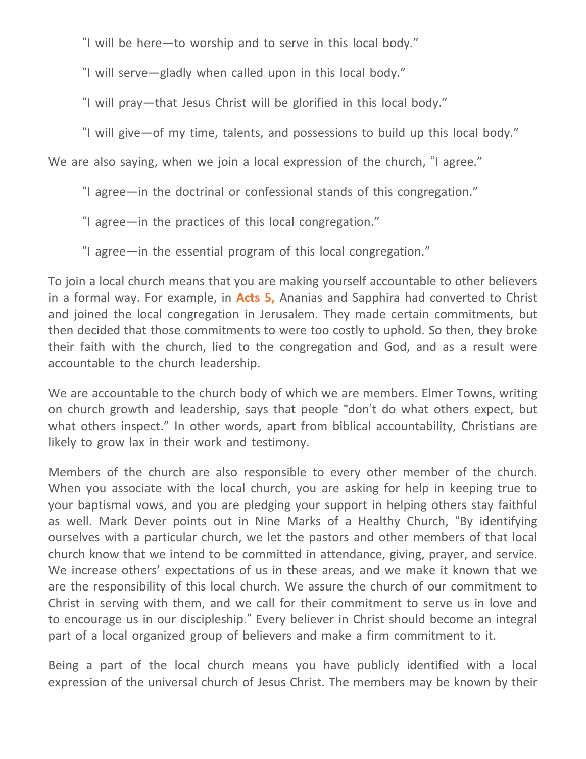"I will be here—to worship and to serve in this local body."

"I will serve—gladly when called upon in this local body."

"I will pray—that Jesus Christ will be glorified in this local body."

"I will give—of my time, talents, and possessions to build up this local body."

We are also saying, when we join a local expression of the church, "I agree."

"I agree—in the doctrinal or confessional stands of this congregation."

"I agree—in the practices of this local congregation."

"I agree—in the essential program of this local congregation."

To join a local church means that you are making yourself accountable to other believers in a formal way. For example, in **Acts 5,** Ananias and Sapphira had converted to Christ and joined the local congregation in Jerusalem. They made certain commitments, but then decided that those commitments to were too costly to uphold. So then, they broke their faith with the church, lied to the congregation and God, and as a result were accountable to the church leadership.

We are accountable to the church body of which we are members. Elmer Towns, writing on church growth and leadership, says that people "don't do what others expect, but what others inspect." In other words, apart from biblical accountability, Christians are likely to grow lax in their work and testimony.

Members of the church are also responsible to every other member of the church. When you associate with the local church, you are asking for help in keeping true to your baptismal vows, and you are pledging your support in helping others stay faithful as well. Mark Dever points out in Nine Marks of a Healthy Church, "By identifying ourselves with a particular church, we let the pastors and other members of that local church know that we intend to be committed in attendance, giving, prayer, and service. We increase others' expectations of us in these areas, and we make it known that we are the responsibility of this local church. We assure the church of our commitment to Christ in serving with them, and we call for their commitment to serve us in love and to encourage us in our discipleship." Every believer in Christ should become an integral part of a local organized group of believers and make a firm commitment to it.

Being a part of the local church means you have publicly identified with a local expression of the universal church of Jesus Christ. The members may be known by their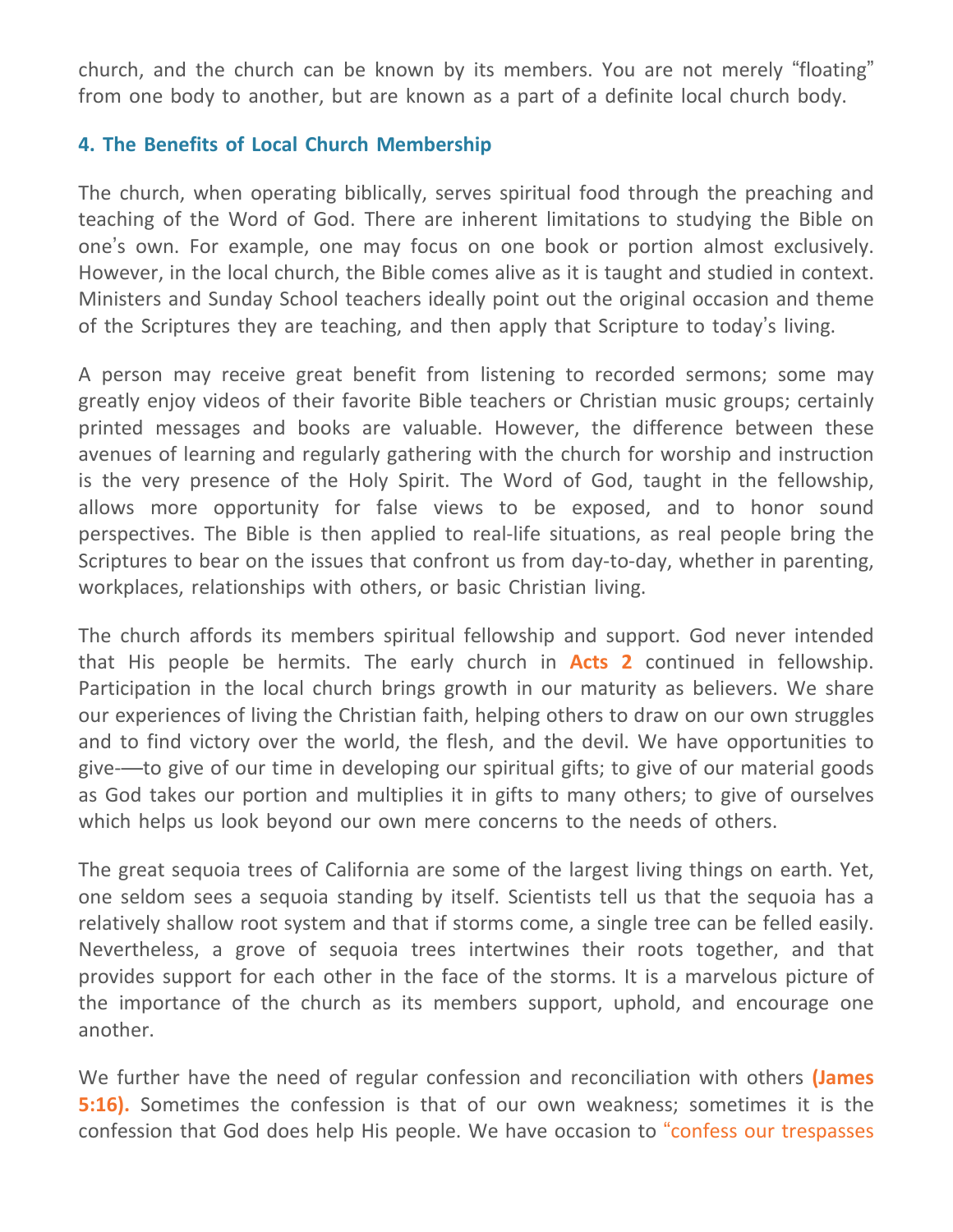church, and the church can be known by its members. You are not merely "floating" from one body to another, but are known as a part of a definite local church body.

### 4. The Benefits of Local Church Membership

The church, when operating biblically, serves spiritual food through the preaching and teaching of the Word of God. There are inherent limitations to studying the Bible on one's own. For example, one may focus on one book or portion almost exclusively. However, in the local church, the Bible comes alive as it is taught and studied in context. Ministers and Sunday School teachers ideally point out the original occasion and theme of the Scriptures they are teaching, and then apply that Scripture to today's living.

A person may receive great benefit from listening to recorded sermons; some may greatly enjoy videos of their favorite Bible teachers or Christian music groups; certainly printed messages and books are valuable. However, the difference between these avenues of learning and regularly gathering with the church for worship and instruction is the very presence of the Holy Spirit. The Word of God, taught in the fellowship, allows more opportunity for false views to be exposed, and to honor sound perspectives. The Bible is then applied to real-life situations, as real people bring the Scriptures to bear on the issues that confront us from day-to-day, whether in parenting, workplaces, relationships with others, or basic Christian living.

The church affords its members spiritual fellowship and support. God never intended that His people be hermits. The early church in **Acts 2** continued in fellowship. Participation in the local church brings growth in our maturity as believers. We share our experiences of living the Christian faith, helping others to draw on our own struggles and to find victory over the world, the flesh, and the devil. We have opportunities to give-—to give of our time in developing our spiritual gifts; to give of our material goods as God takes our portion and multiplies it in gifts to many others; to give of ourselves which helps us look beyond our own mere concerns to the needs of others.

The great sequoia trees of California are some of the largest living things on earth. Yet, one seldom sees a sequoia standing by itself. Scientists tell us that the sequoia has a relatively shallow root system and that if storms come, a single tree can be felled easily. Nevertheless, a grove of sequoia trees intertwines their roots together, and that provides support for each other in the face of the storms. It is a marvelous picture of the importance of the church as its members support, uphold, and encourage one another.

We further have the need of regular confession and reconciliation with others **(James 5:16).** Sometimes the confession is that of our own weakness; sometimes it is the confession that God does help His people. We have occasion to "confess our trespasses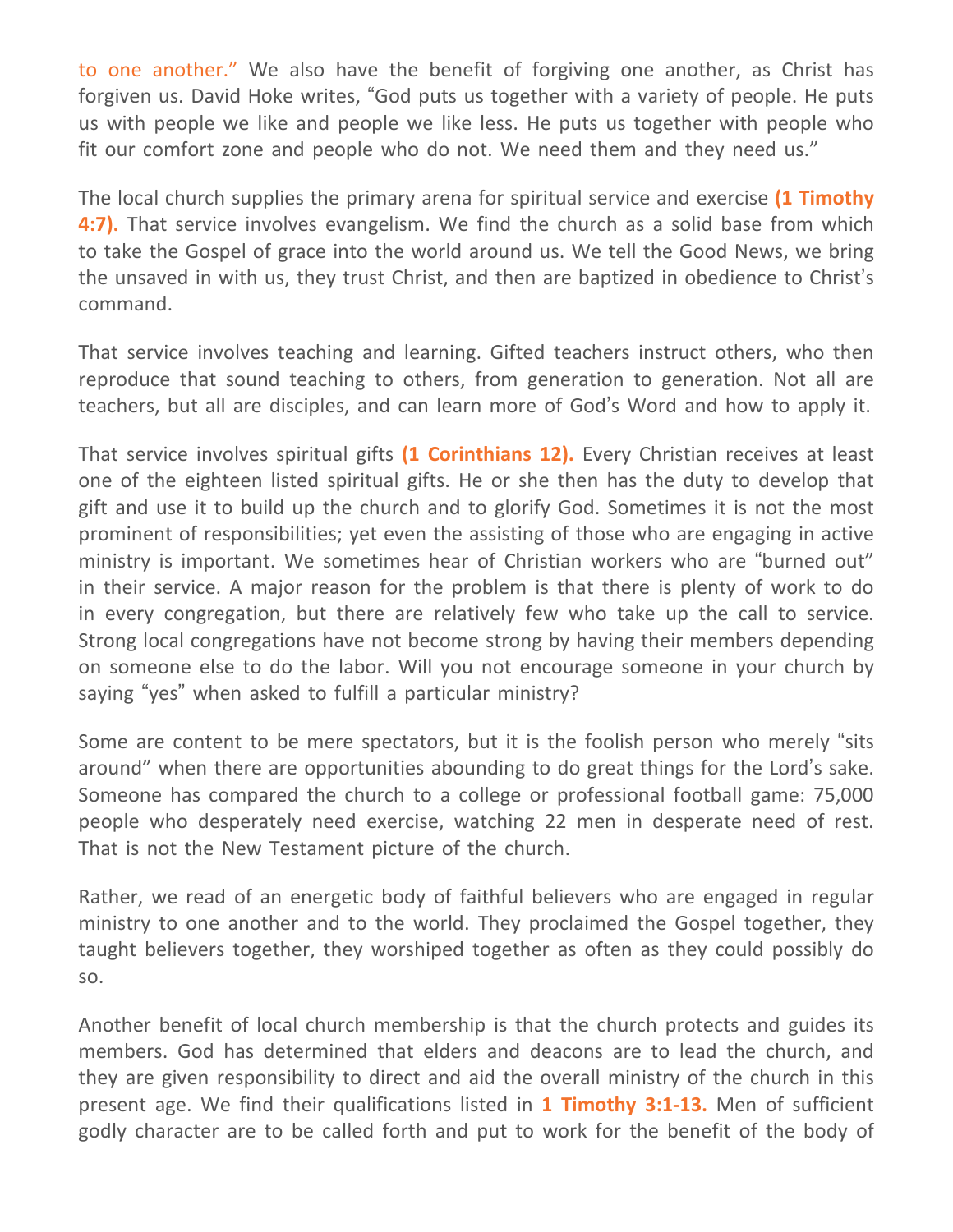to one another." We also have the benefit of forgiving one another, as Christ has forgiven us. David Hoke writes, "God puts us together with a variety of people. He puts us with people we like and people we like less. He puts us together with people who fit our comfort zone and people who do not. We need them and they need us."

The local church supplies the primary arena for spiritual service and exercise **(1 Timothy 4:7).** That service involves evangelism. We find the church as a solid base from which to take the Gospel of grace into the world around us. We tell the Good News, we bring the unsaved in with us, they trust Christ, and then are baptized in obedience to Christ's command.

That service involves teaching and learning. Gifted teachers instruct others, who then reproduce that sound teaching to others, from generation to generation. Not all are teachers, but all are disciples, and can learn more of God's Word and how to apply it.

That service involves spiritual gifts **(1 Corinthians 12).** Every Christian receives at least one of the eighteen listed spiritual gifts. He or she then has the duty to develop that gift and use it to build up the church and to glorify God. Sometimes it is not the most prominent of responsibilities; yet even the assisting of those who are engaging in active ministry is important. We sometimes hear of Christian workers who are "burned out" in their service. A major reason for the problem is that there is plenty of work to do in every congregation, but there are relatively few who take up the call to service. Strong local congregations have not become strong by having their members depending on someone else to do the labor. Will you not encourage someone in your church by saying "yes" when asked to fulfill a particular ministry?

Some are content to be mere spectators, but it is the foolish person who merely "sits around" when there are opportunities abounding to do great things for the Lord's sake. Someone has compared the church to a college or professional football game: 75,000 people who desperately need exercise, watching 22 men in desperate need of rest. That is not the New Testament picture of the church.

Rather, we read of an energetic body of faithful believers who are engaged in regular ministry to one another and to the world. They proclaimed the Gospel together, they taught believers together, they worshiped together as often as they could possibly do so.

Another benefit of local church membership is that the church protects and guides its members. God has determined that elders and deacons are to lead the church, and they are given responsibility to direct and aid the overall ministry of the church in this present age. We find their qualifications listed in **1 Timothy 3:1-13.** Men of sufficient godly character are to be called forth and put to work for the benefit of the body of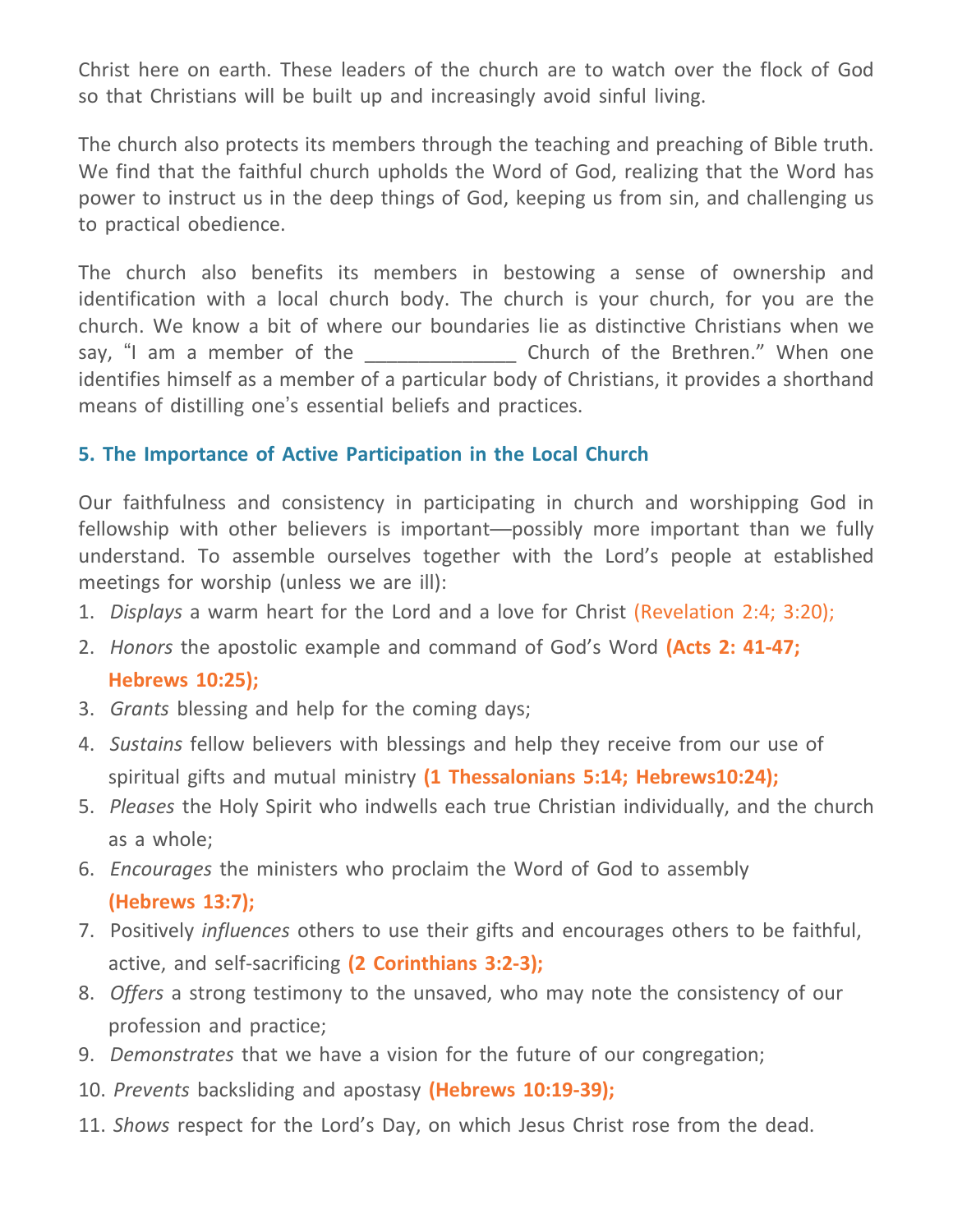Christ here on earth. These leaders of the church are to watch over the flock of God so that Christians will be built up and increasingly avoid sinful living.

The church also protects its members through the teaching and preaching of Bible truth. We find that the faithful church upholds the Word of God, realizing that the Word has power to instruct us in the deep things of God, keeping us from sin, and challenging us to practical obedience.

The church also benefits its members in bestowing a sense of ownership and identification with a local church body. The church is your church, for you are the church. We know a bit of where our boundaries lie as distinctive Christians when we say, "I am a member of the ______________ Church of the Brethren." When one identifies himself as a member of a particular body of Christians, it provides a shorthand means of distilling one's essential beliefs and practices.

### 5. The Importance of Active Participation in the Local Church

Our faithfulness and consistency in participating in church and worshipping God in fellowship with other believers is important—possibly more important than we fully understand. To assemble ourselves together with the Lord's people at established meetings for worship (unless we are ill):

1. *Displays* a warm heart for the Lord and a love for Christ (Revelation 2:4; 3:20);
2. *Honors* the apostolic example and command of God's Word **(Acts 2: 41-47; Hebrews 10:25);**
3. *Grants* blessing and help for the coming days;
4. *Sustains* fellow believers with blessings and help they receive from our use of spiritual gifts and mutual ministry **(1 Thessalonians 5:14; Hebrews10:24);**
5. *Pleases* the Holy Spirit who indwells each true Christian individually, and the church as a whole;
6. *Encourages* the ministers who proclaim the Word of God to assembly **(Hebrews 13:7);**
7. Positively *influences* others to use their gifts and encourages others to be faithful, active, and self-sacrificing **(2 Corinthians 3:2-3);**
8. *Offers* a strong testimony to the unsaved, who may note the consistency of our profession and practice;
9. *Demonstrates* that we have a vision for the future of our congregation;
10. *Prevents* backsliding and apostasy **(Hebrews 10:19-39);**
11. *Shows* respect for the Lord's Day, on which Jesus Christ rose from the dead.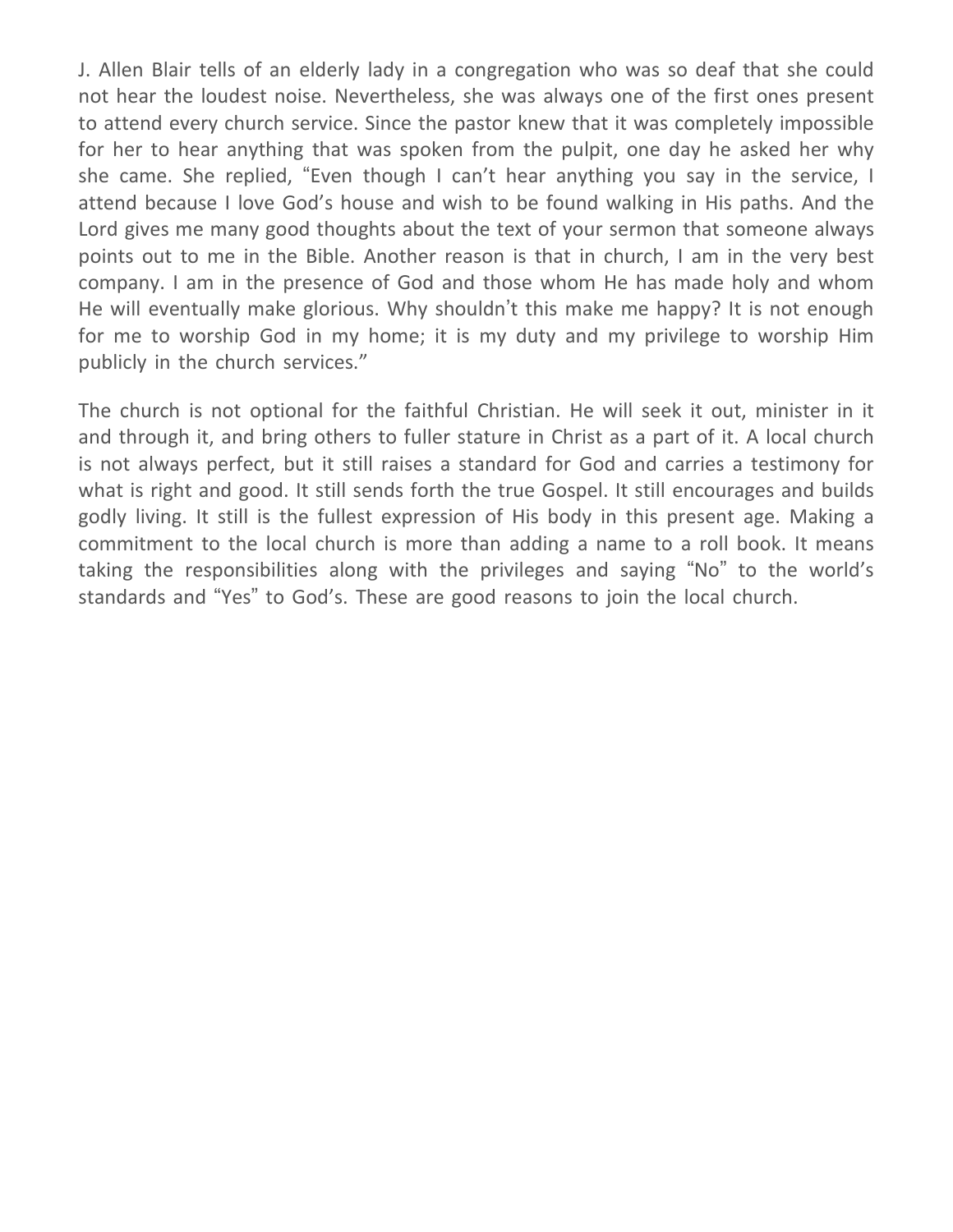J. Allen Blair tells of an elderly lady in a congregation who was so deaf that she could not hear the loudest noise. Nevertheless, she was always one of the first ones present to attend every church service. Since the pastor knew that it was completely impossible for her to hear anything that was spoken from the pulpit, one day he asked her why she came. She replied, "Even though I can't hear anything you say in the service, I attend because I love God's house and wish to be found walking in His paths. And the Lord gives me many good thoughts about the text of your sermon that someone always points out to me in the Bible. Another reason is that in church, I am in the very best company. I am in the presence of God and those whom He has made holy and whom He will eventually make glorious. Why shouldn't this make me happy? It is not enough for me to worship God in my home; it is my duty and my privilege to worship Him publicly in the church services."

The church is not optional for the faithful Christian. He will seek it out, minister in it and through it, and bring others to fuller stature in Christ as a part of it. A local church is not always perfect, but it still raises a standard for God and carries a testimony for what is right and good. It still sends forth the true Gospel. It still encourages and builds godly living. It still is the fullest expression of His body in this present age. Making a commitment to the local church is more than adding a name to a roll book. It means taking the responsibilities along with the privileges and saying "No" to the world's standards and "Yes" to God's. These are good reasons to join the local church.